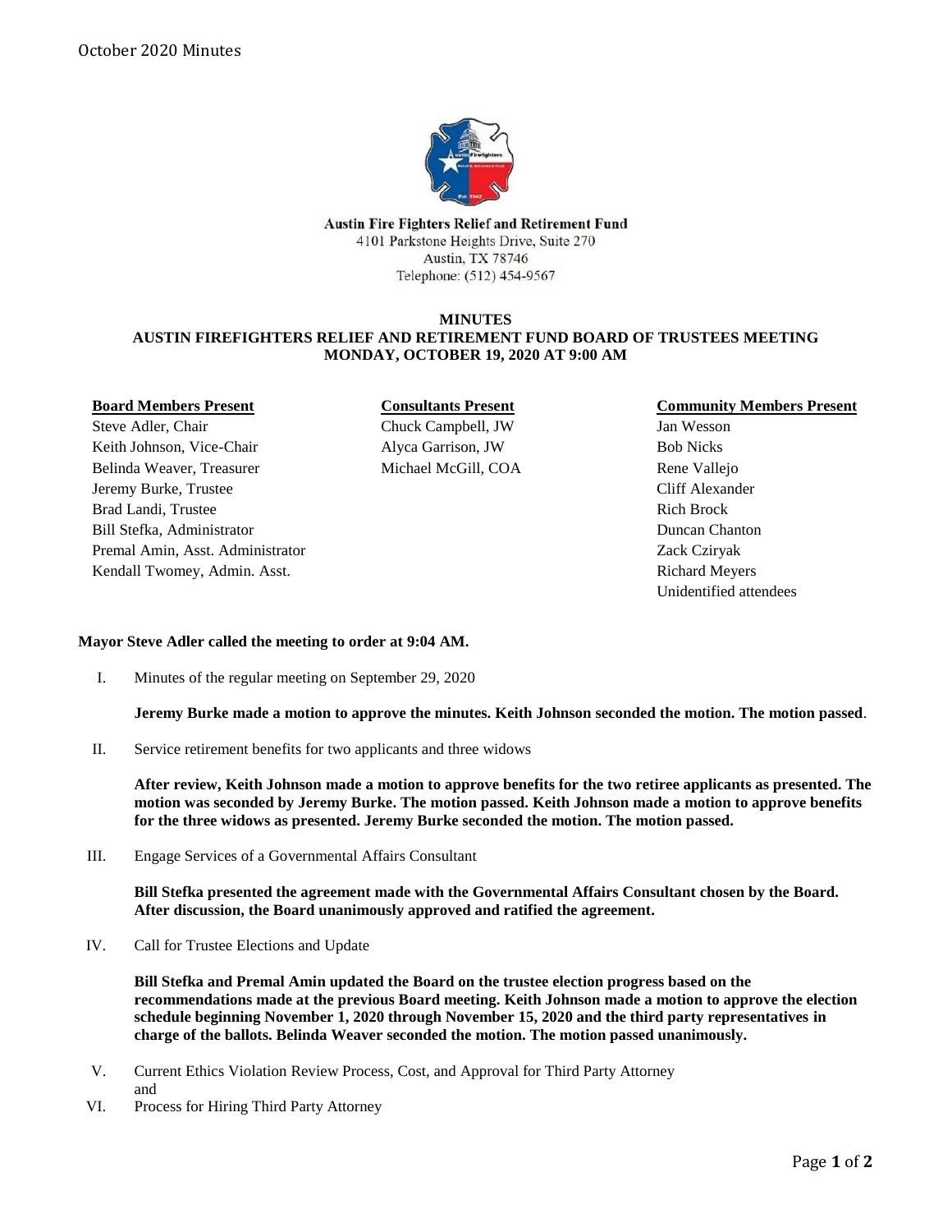Austin Fire Fighters Relief and Retirement Fund
4101 Parkstone Heights Drive, Suite 270
Austin, TX 78746
Telephone: (512) 454-9567

# MINUTES
## AUSTIN FIREFIGHTERS RELIEF AND RETIREMENT FUND BOARD OF TRUSTEES MEETING
## MONDAY, OCTOBER 19, 2020 AT 9:00 AM

**Board Members Present**
Steve Adler, Chair
Keith Johnson, Vice-Chair
Belinda Weaver, Treasurer
Jeremy Burke, Trustee
Brad Landi, Trustee
Bill Stefka, Administrator
Premal Amin, Asst. Administrator
Kendall Twomey, Admin. Asst.

**Consultants Present**
Chuck Campbell, JW
Alyca Garrison, JW
Michael McGill, COA

**Community Members Present**
Jan Wesson
Bob Nicks
Rene Vallejo
Cliff Alexander
Rich Brock
Duncan Chanton
Zack Cziryak
Richard Meyers
Unidentified attendees

**Mayor Steve Adler called the meeting to order at 9:04 AM.**

I. Minutes of the regular meeting on September 29, 2020

**Jeremy Burke made a motion to approve the minutes. Keith Johnson seconded the motion. The motion passed**.

II. Service retirement benefits for two applicants and three widows

**After review, Keith Johnson made a motion to approve benefits for the two retiree applicants as presented. The motion was seconded by Jeremy Burke. The motion passed. Keith Johnson made a motion to approve benefits for the three widows as presented. Jeremy Burke seconded the motion. The motion passed.**

III. Engage Services of a Governmental Affairs Consultant

**Bill Stefka presented the agreement made with the Governmental Affairs Consultant chosen by the Board. After discussion, the Board unanimously approved and ratified the agreement.**

IV. Call for Trustee Elections and Update

**Bill Stefka and Premal Amin updated the Board on the trustee election progress based on the recommendations made at the previous Board meeting. Keith Johnson made a motion to approve the election schedule beginning November 1, 2020 through November 15, 2020 and the third party representatives in charge of the ballots. Belinda Weaver seconded the motion. The motion passed unanimously.**

V. Current Ethics Violation Review Process, Cost, and Approval for Third Party Attorney and

VI. Process for Hiring Third Party Attorney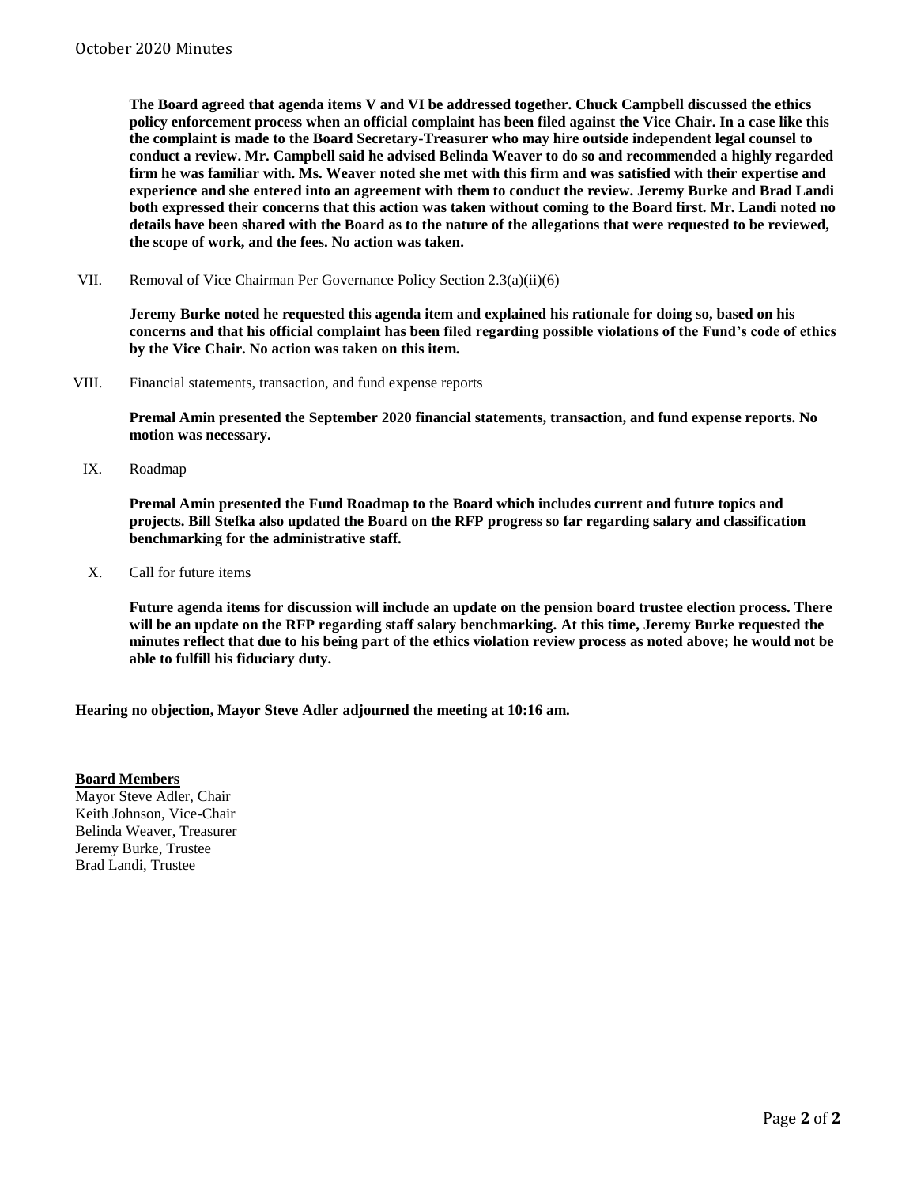**The Board agreed that agenda items V and VI be addressed together. Chuck Campbell discussed the ethics policy enforcement process when an official complaint has been filed against the Vice Chair. In a case like this the complaint is made to the Board Secretary-Treasurer who may hire outside independent legal counsel to conduct a review. Mr. Campbell said he advised Belinda Weaver to do so and recommended a highly regarded firm he was familiar with. Ms. Weaver noted she met with this firm and was satisfied with their expertise and experience and she entered into an agreement with them to conduct the review. Jeremy Burke and Brad Landi both expressed their concerns that this action was taken without coming to the Board first. Mr. Landi noted no details have been shared with the Board as to the nature of the allegations that were requested to be reviewed, the scope of work, and the fees. No action was taken.**

VII. Removal of Vice Chairman Per Governance Policy Section 2.3(a)(ii)(6)

**Jeremy Burke noted he requested this agenda item and explained his rationale for doing so, based on his concerns and that his official complaint has been filed regarding possible violations of the Fund's code of ethics by the Vice Chair. No action was taken on this item.**

VIII. Financial statements, transaction, and fund expense reports

**Premal Amin presented the September 2020 financial statements, transaction, and fund expense reports. No motion was necessary.**

IX. Roadmap

**Premal Amin presented the Fund Roadmap to the Board which includes current and future topics and projects. Bill Stefka also updated the Board on the RFP progress so far regarding salary and classification benchmarking for the administrative staff.**

X. Call for future items

**Future agenda items for discussion will include an update on the pension board trustee election process. There will be an update on the RFP regarding staff salary benchmarking. At this time, Jeremy Burke requested the minutes reflect that due to his being part of the ethics violation review process as noted above; he would not be able to fulfill his fiduciary duty.**

**Hearing no objection, Mayor Steve Adler adjourned the meeting at 10:16 am.**

**Board Members**

Mayor Steve Adler, Chair
Keith Johnson, Vice-Chair
Belinda Weaver, Treasurer
Jeremy Burke, Trustee
Brad Landi, Trustee